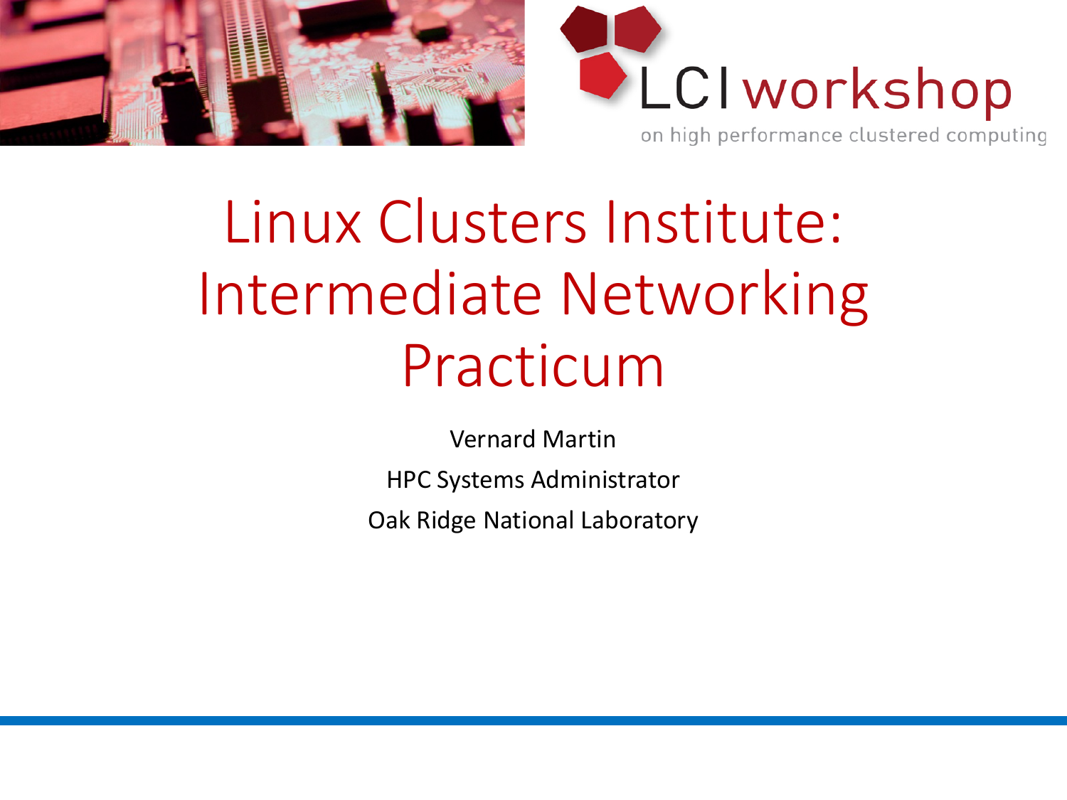# Linux Clusters Institute: Intermediate Networking Practicum

Vernard Martin

HPC Systems Administrator

Oak Ridge National Laboratory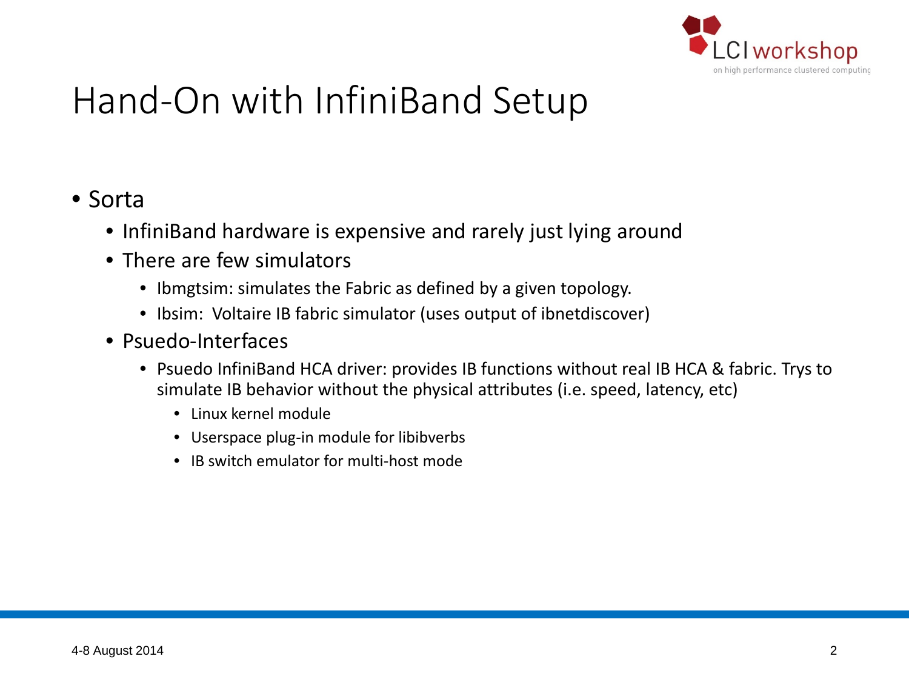# Hand-On with InfiniBand Setup

- Sorta
  - InfiniBand hardware is expensive and rarely just lying around
  - There are few simulators
    - Ibmgtsim: simulates the Fabric as defined by a given topology.
    - Ibsim:  Voltaire IB fabric simulator (uses output of ibnetdiscover)
  - Psuedo-Interfaces
    - Psuedo InfiniBand HCA driver: provides IB functions without real IB HCA & fabric. Trys to simulate IB behavior without the physical attributes (i.e. speed, latency, etc)
      - Linux kernel module
      - Userspace plug-in module for libibverbs
      - IB switch emulator for multi-host mode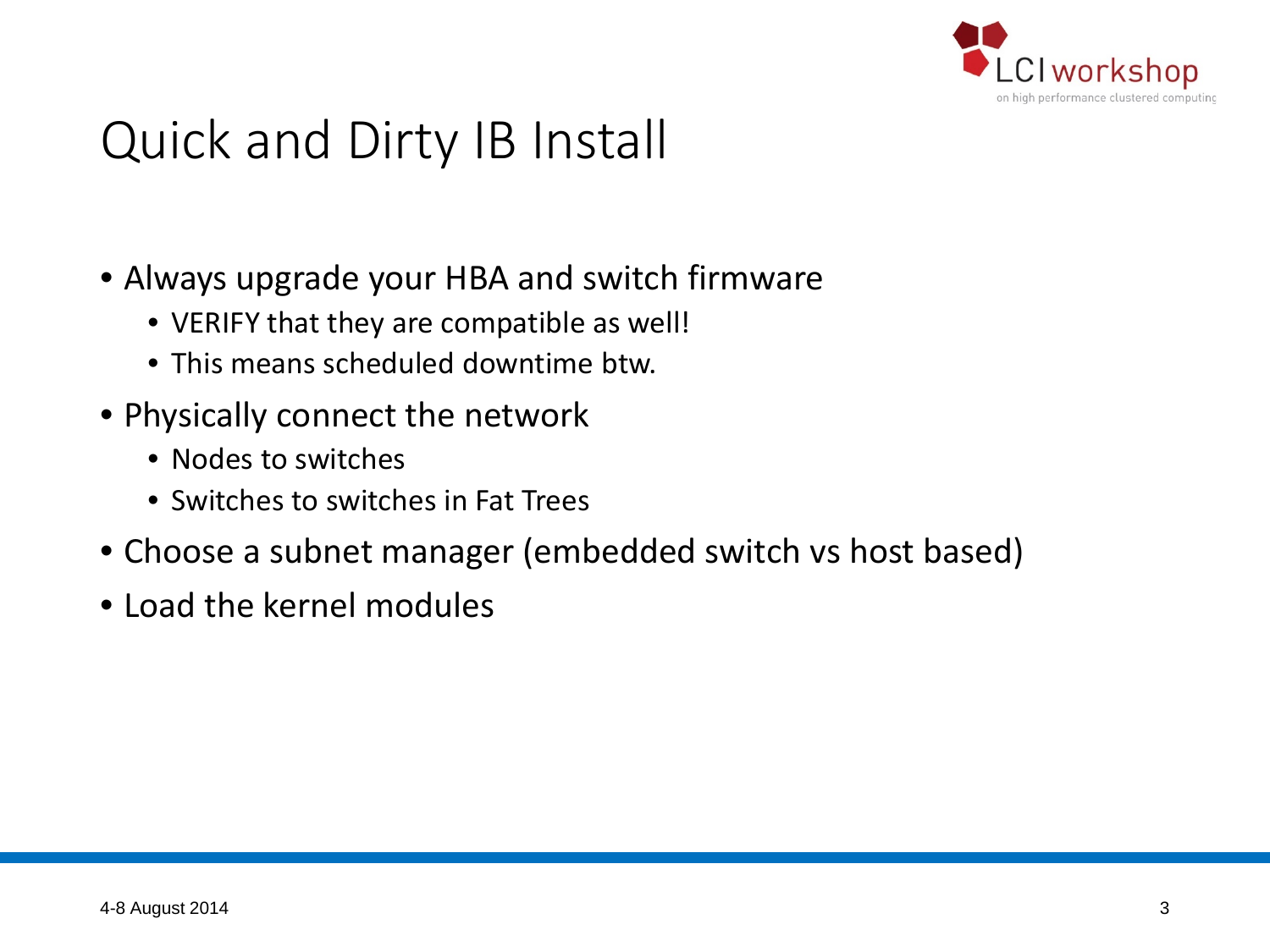# Quick and Dirty IB Install

- Always upgrade your HBA and switch firmware
  - VERIFY that they are compatible as well!
  - This means scheduled downtime btw.
- Physically connect the network
  - Nodes to switches
  - Switches to switches in Fat Trees
- Choose a subnet manager (embedded switch vs host based)
- Load the kernel modules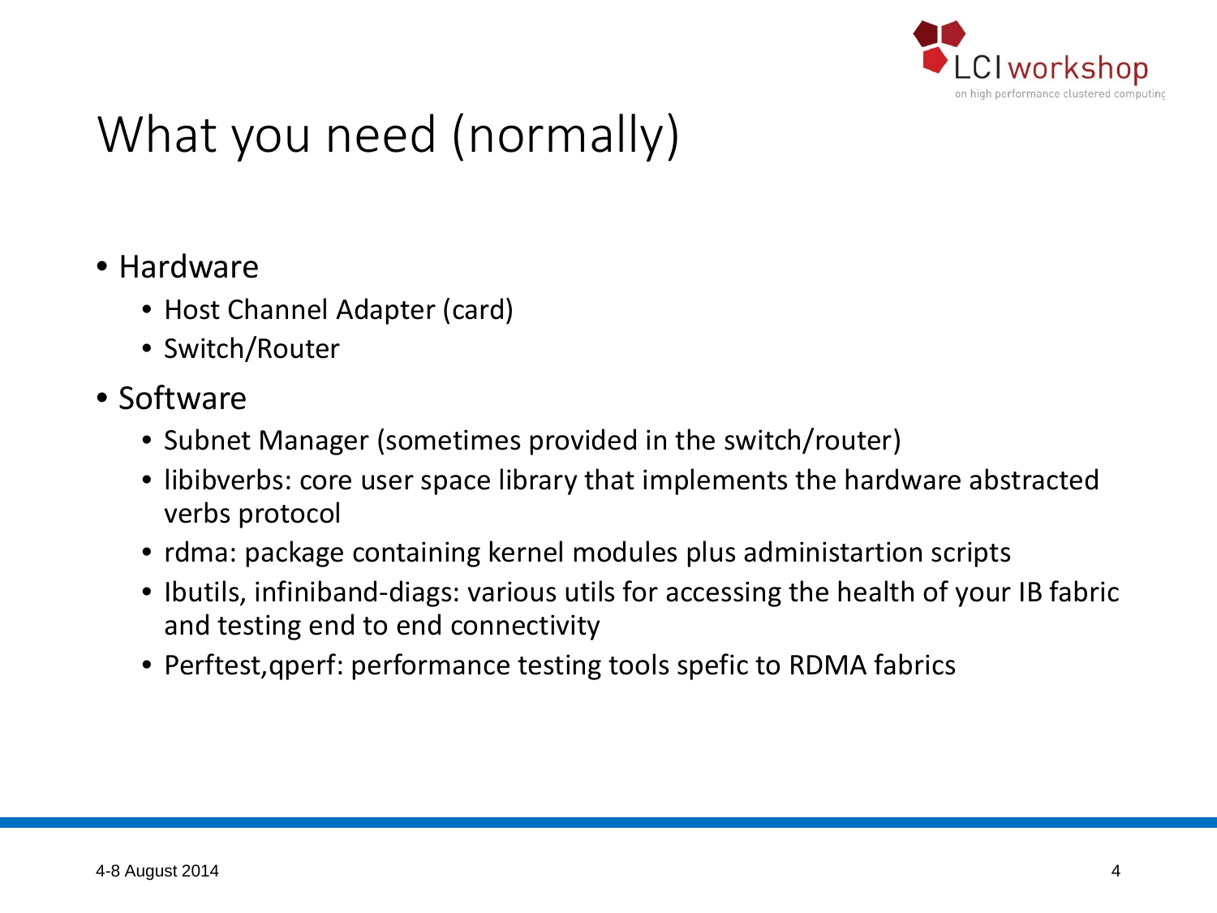# What you need (normally)

- Hardware
  - Host Channel Adapter (card)
  - Switch/Router
- Software
  - Subnet Manager (sometimes provided in the switch/router)
  - libibverbs: core user space library that implements the hardware abstracted verbs protocol
  - rdma: package containing kernel modules plus administartion scripts
  - Ibutils, infiniband-diags: various utils for accessing the health of your IB fabric and testing end to end connectivity
  - Perftest,qperf: performance testing tools spefic to RDMA fabrics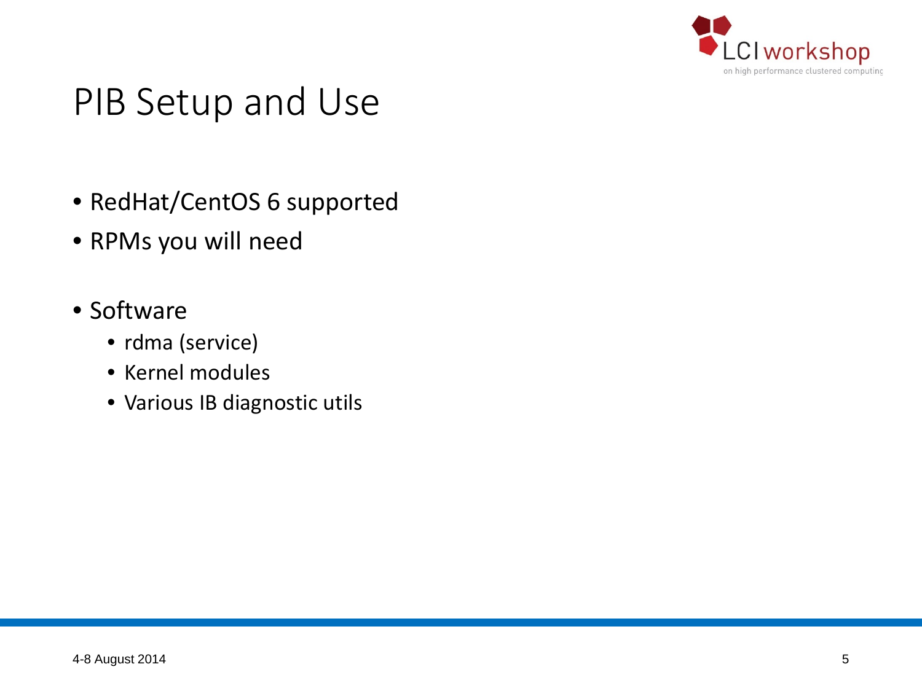# PIB Setup and Use

- RedHat/CentOS 6 supported
- RPMs you will need

- Software
  - rdma (service)
  - Kernel modules
  - Various IB diagnostic utils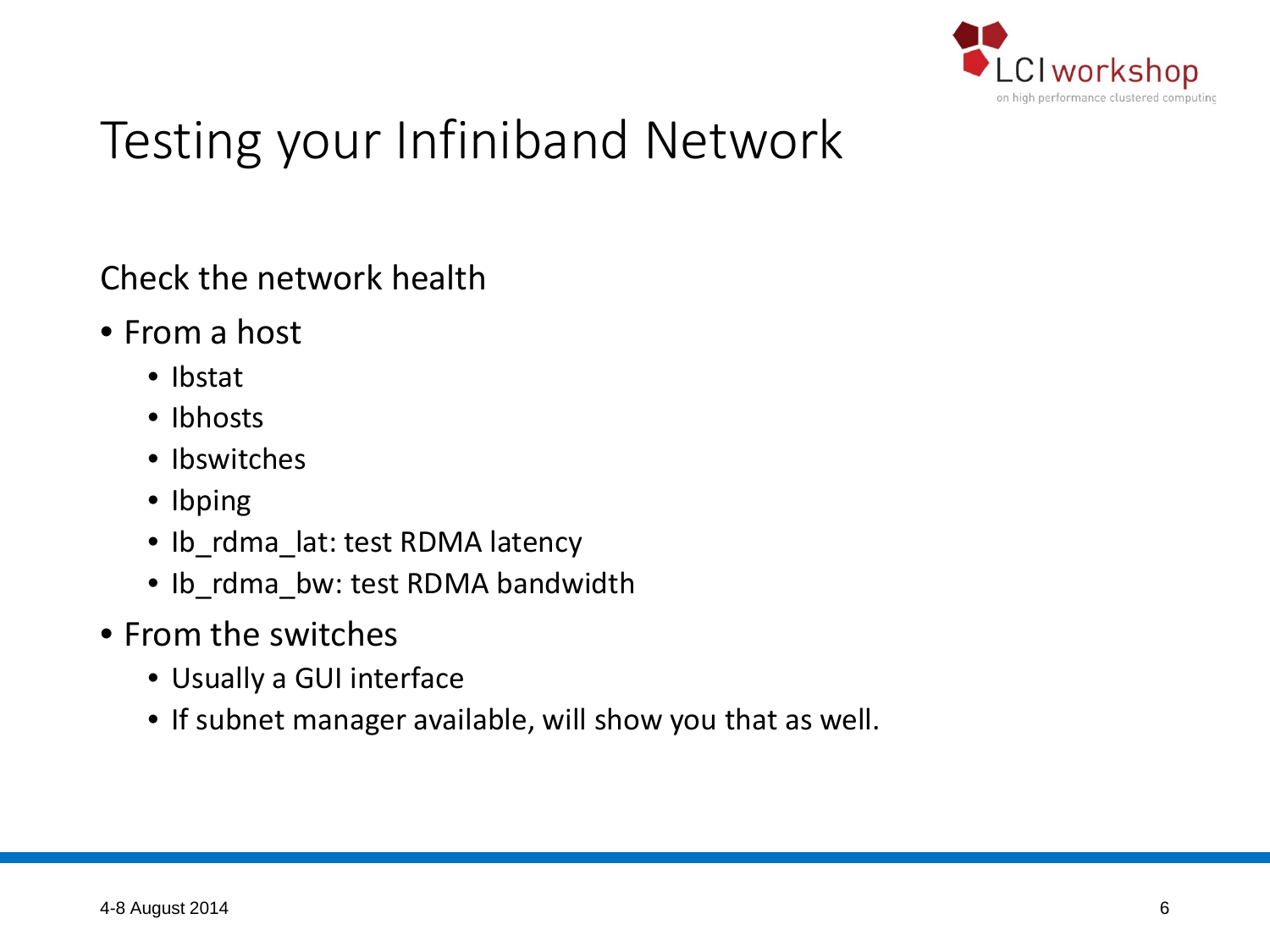# Testing your Infiniband Network

Check the network health

- From a host
  - Ibstat
  - Ibhosts
  - Ibswitches
  - Ibping
  - Ib_rdma_lat: test RDMA latency
  - Ib_rdma_bw: test RDMA bandwidth
- From the switches
  - Usually a GUI interface
  - If subnet manager available, will show you that as well.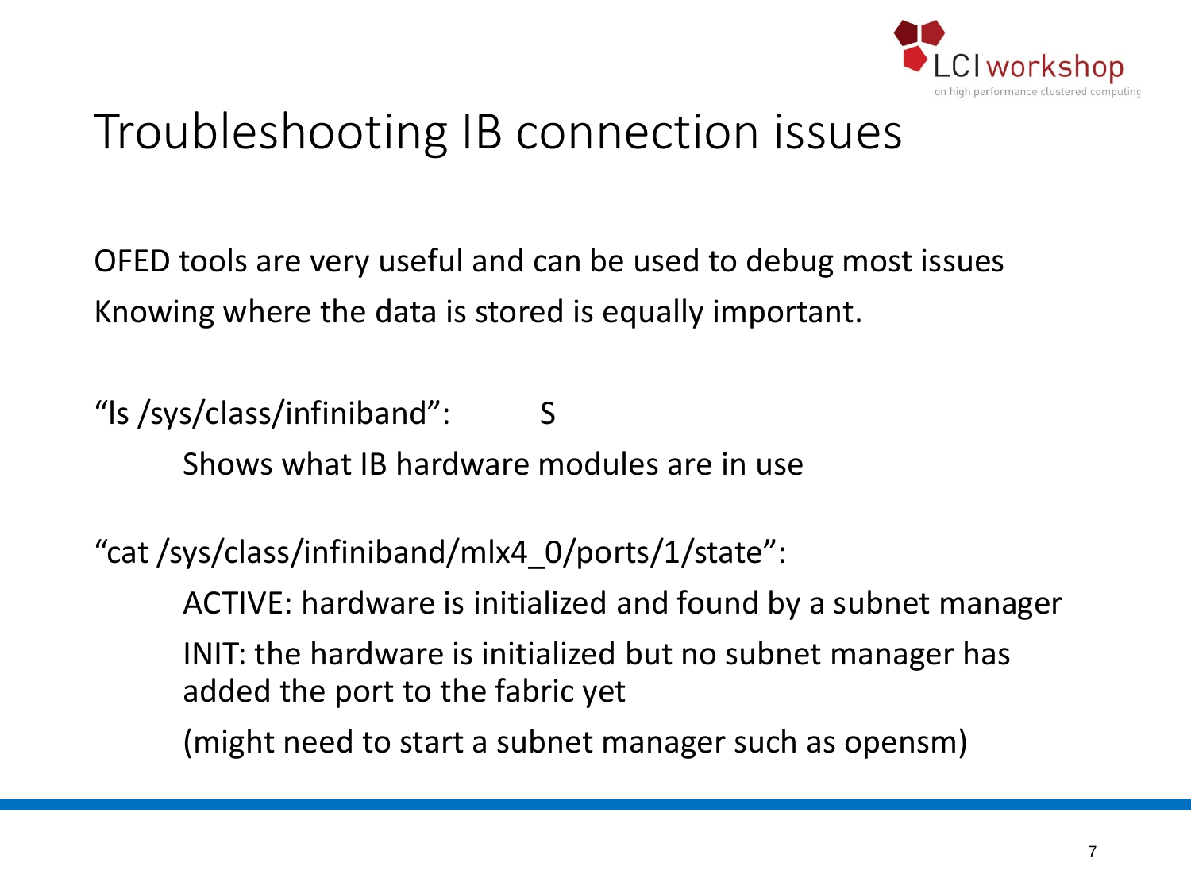# Troubleshooting IB connection issues

OFED tools are very useful and can be used to debug most issues
Knowing where the data is stored is equally important.

“ls /sys/class/infiniband”: S

Shows what IB hardware modules are in use

“cat /sys/class/infiniband/mlx4_0/ports/1/state”:

ACTIVE: hardware is initialized and found by a subnet manager

INIT: the hardware is initialized but no subnet manager has added the port to the fabric yet

(might need to start a subnet manager such as opensm)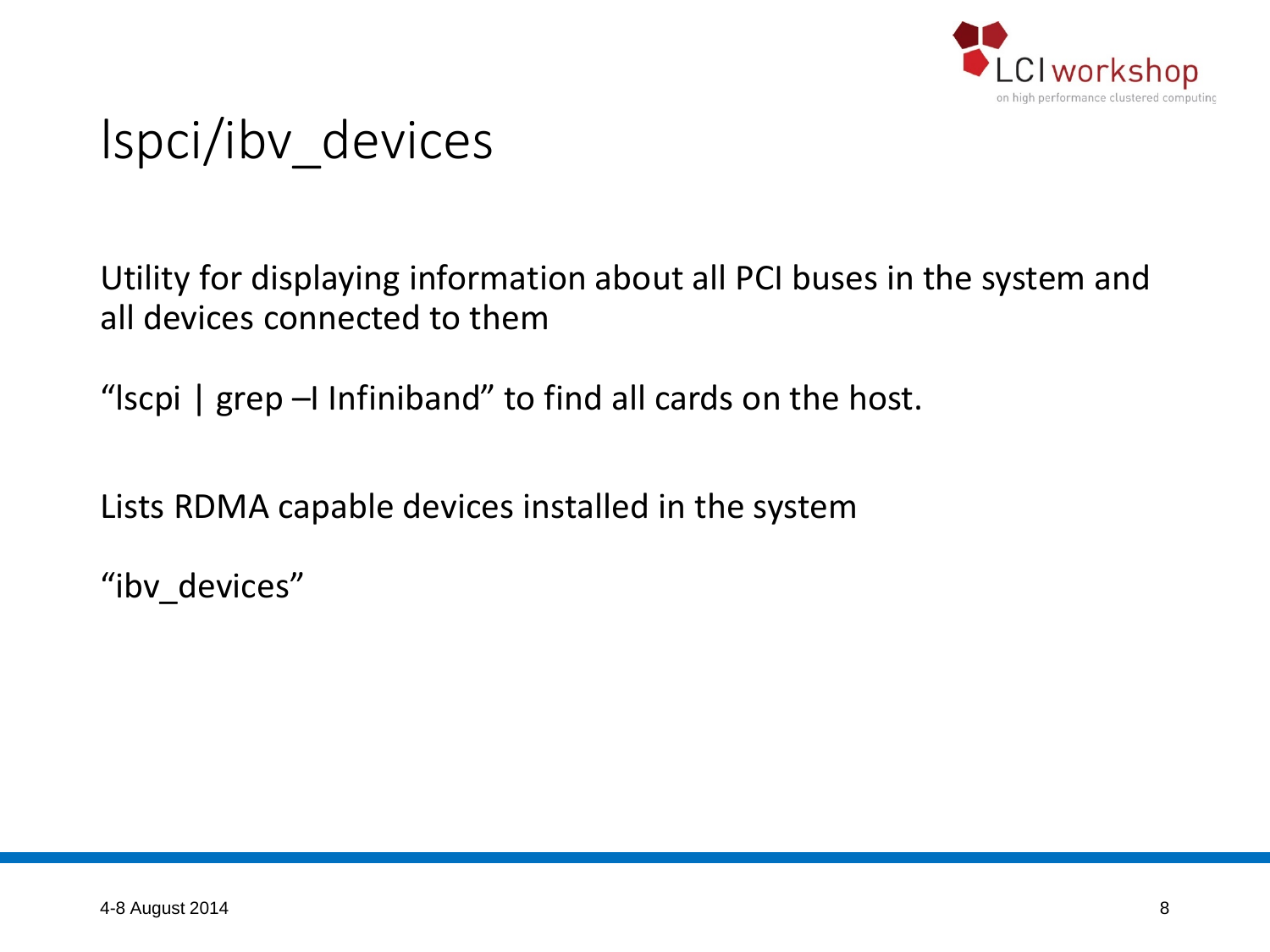# lspci/ibv_devices

Utility for displaying information about all PCI buses in the system and all devices connected to them

“lscpi | grep –I Infiniband” to find all cards on the host.

Lists RDMA capable devices installed in the system

“ibv_devices”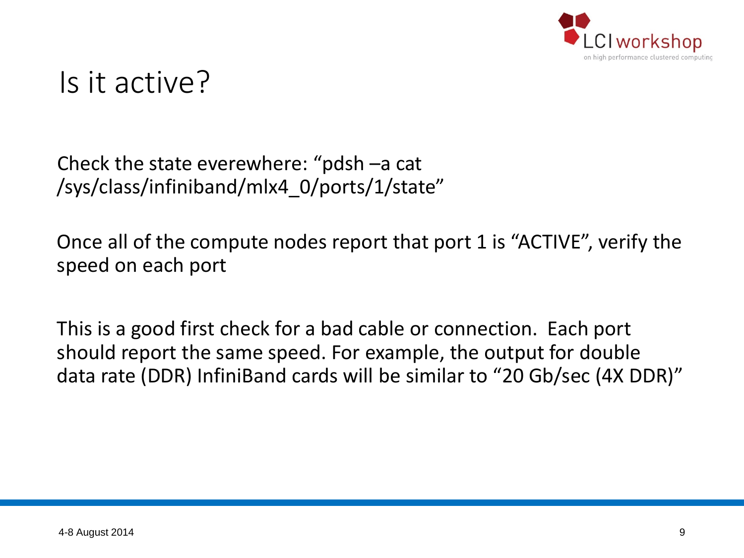# Is it active?

Check the state everewhere: “pdsh –a cat /sys/class/infiniband/mlx4_0/ports/1/state”

Once all of the compute nodes report that port 1 is “ACTIVE”, verify the speed on each port

This is a good first check for a bad cable or connection. Each port should report the same speed. For example, the output for double data rate (DDR) InfiniBand cards will be similar to “20 Gb/sec (4X DDR)”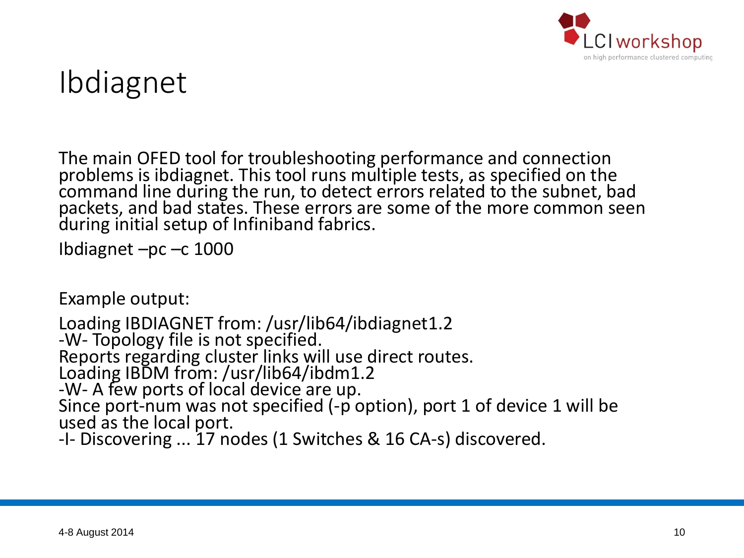# Ibdiagnet

The main OFED tool for troubleshooting performance and connection problems is ibdiagnet. This tool runs multiple tests, as specified on the command line during the run, to detect errors related to the subnet, bad packets, and bad states. These errors are some of the more common seen during initial setup of Infiniband fabrics.

Ibdiagnet –pc –c 1000

Example output:

```
Loading IBDIAGNET from: /usr/lib64/ibdiagnet1.2
-W- Topology file is not specified.
Reports regarding cluster links will use direct routes.
Loading IBDM from: /usr/lib64/ibdm1.2
-W- A few ports of local device are up.
Since port-num was not specified (-p option), port 1 of device 1 will be
used as the local port.
-I- Discovering ... 17 nodes (1 Switches & 16 CA-s) discovered.
```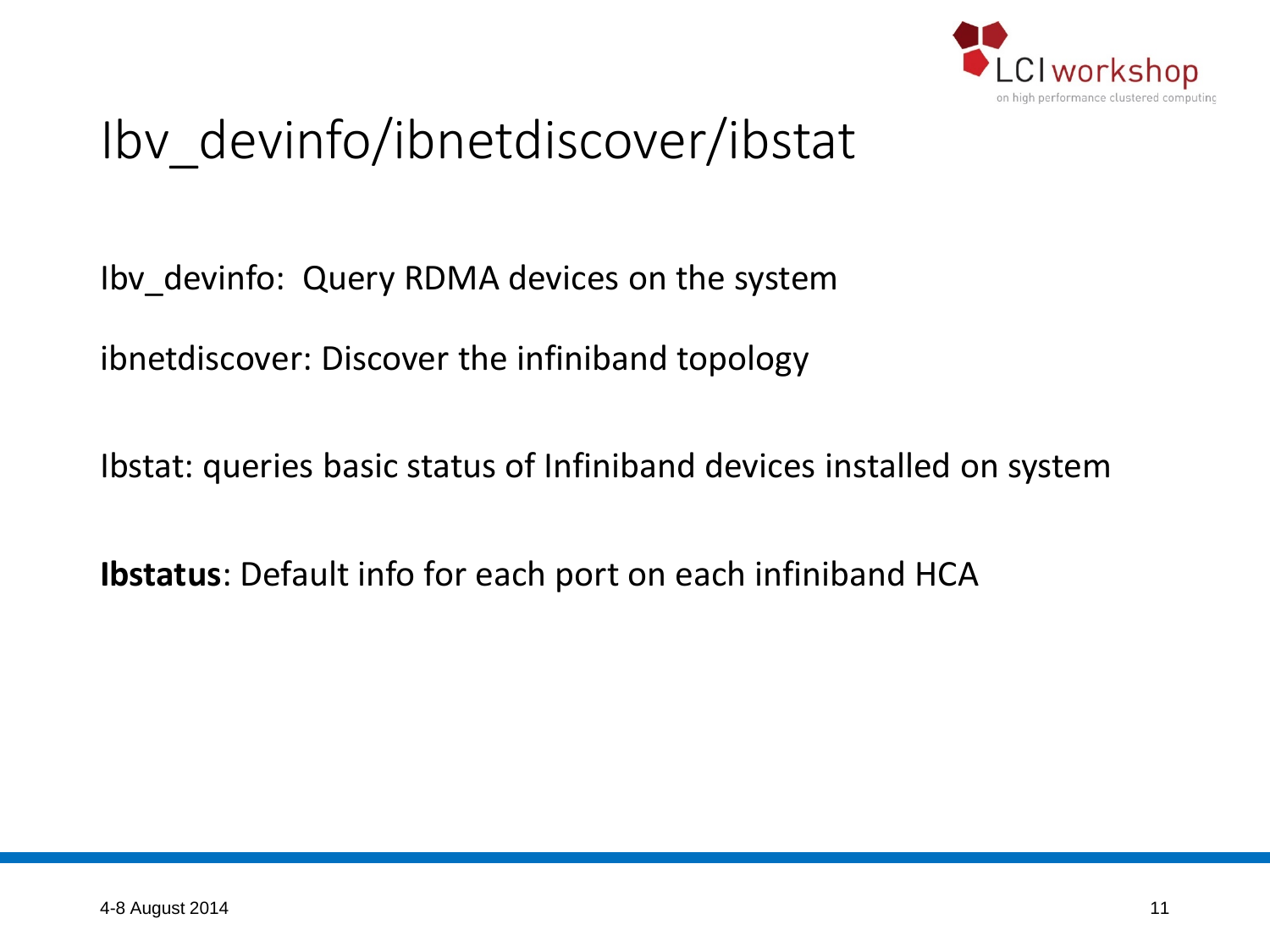# Ibv_devinfo/ibnetdiscover/ibstat

Ibv_devinfo:  Query RDMA devices on the system

ibnetdiscover: Discover the infiniband topology

Ibstat: queries basic status of Infiniband devices installed on system

**Ibstatus**: Default info for each port on each infiniband HCA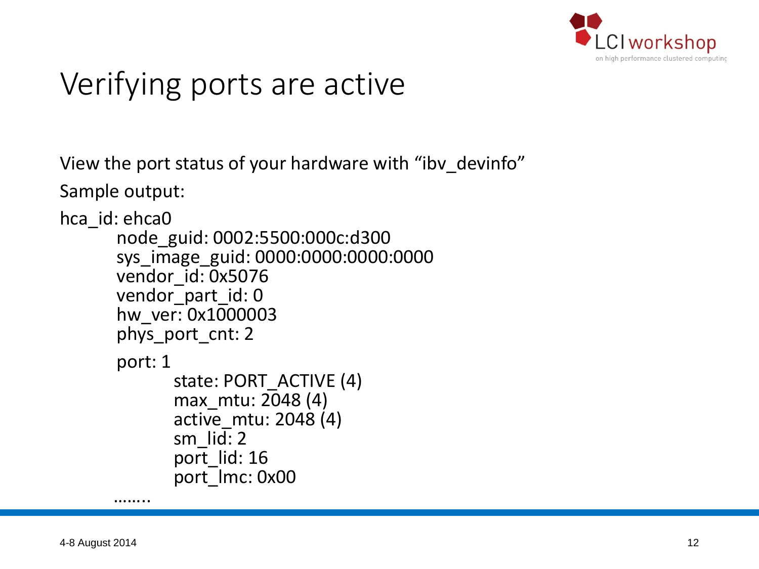# Verifying ports are active

View the port status of your hardware with “ibv_devinfo”

Sample output:

```
hca_id: ehca0
        node_guid: 0002:5500:000c:d300
        sys_image_guid: 0000:0000:0000:0000
        vendor_id: 0x5076
        vendor_part_id: 0
        hw_ver: 0x1000003
        phys_port_cnt: 2
        port: 1
                state: PORT_ACTIVE (4)
                max_mtu: 2048 (4)
                active_mtu: 2048 (4)
                sm_lid: 2
                port_lid: 16
                port_lmc: 0x00
        ........
```

4-8 August 2014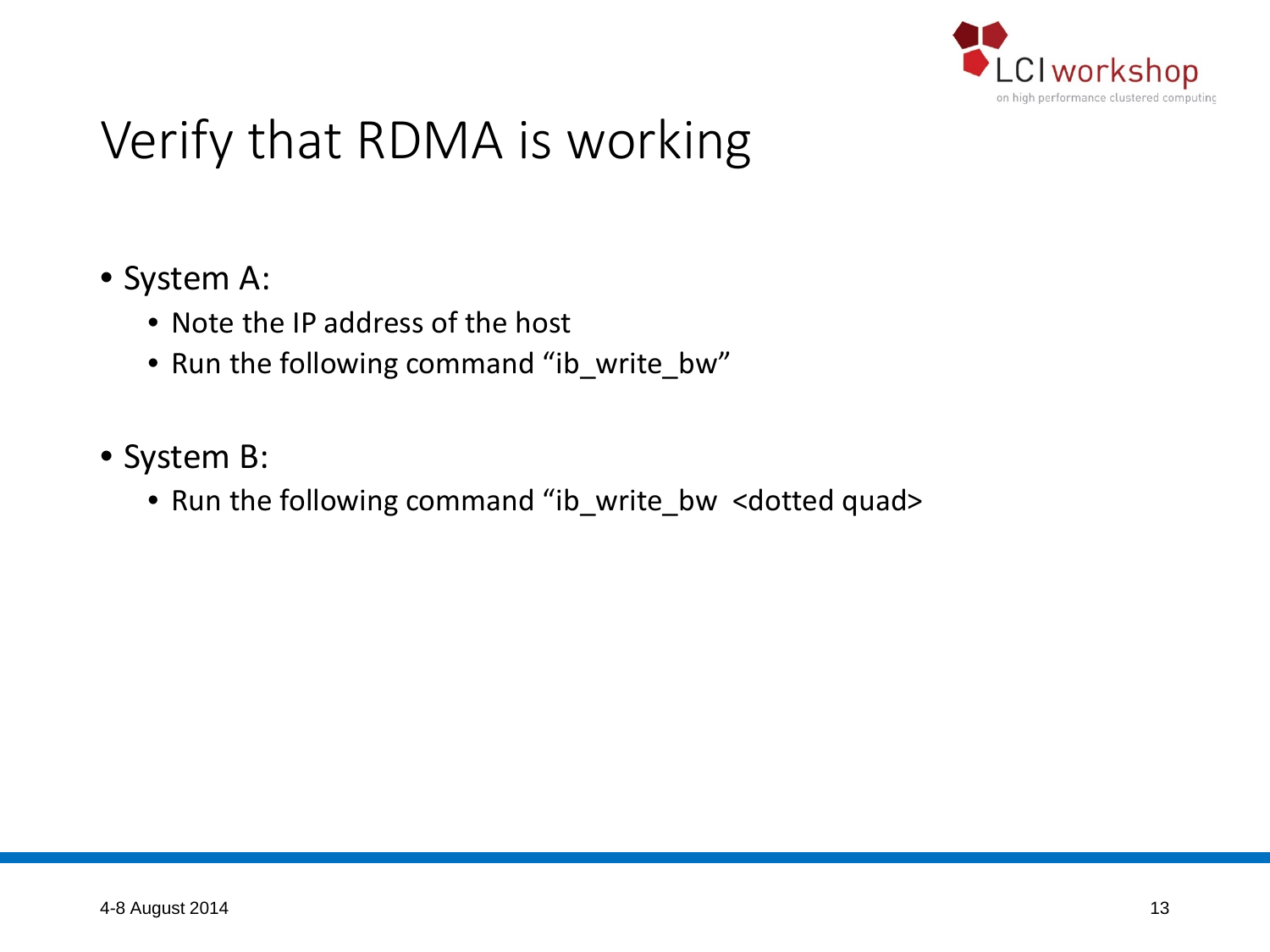# Verify that RDMA is working

- System A:
  - Note the IP address of the host
  - Run the following command “ib_write_bw”
- System B:
  - Run the following command “ib_write_bw <dotted quad>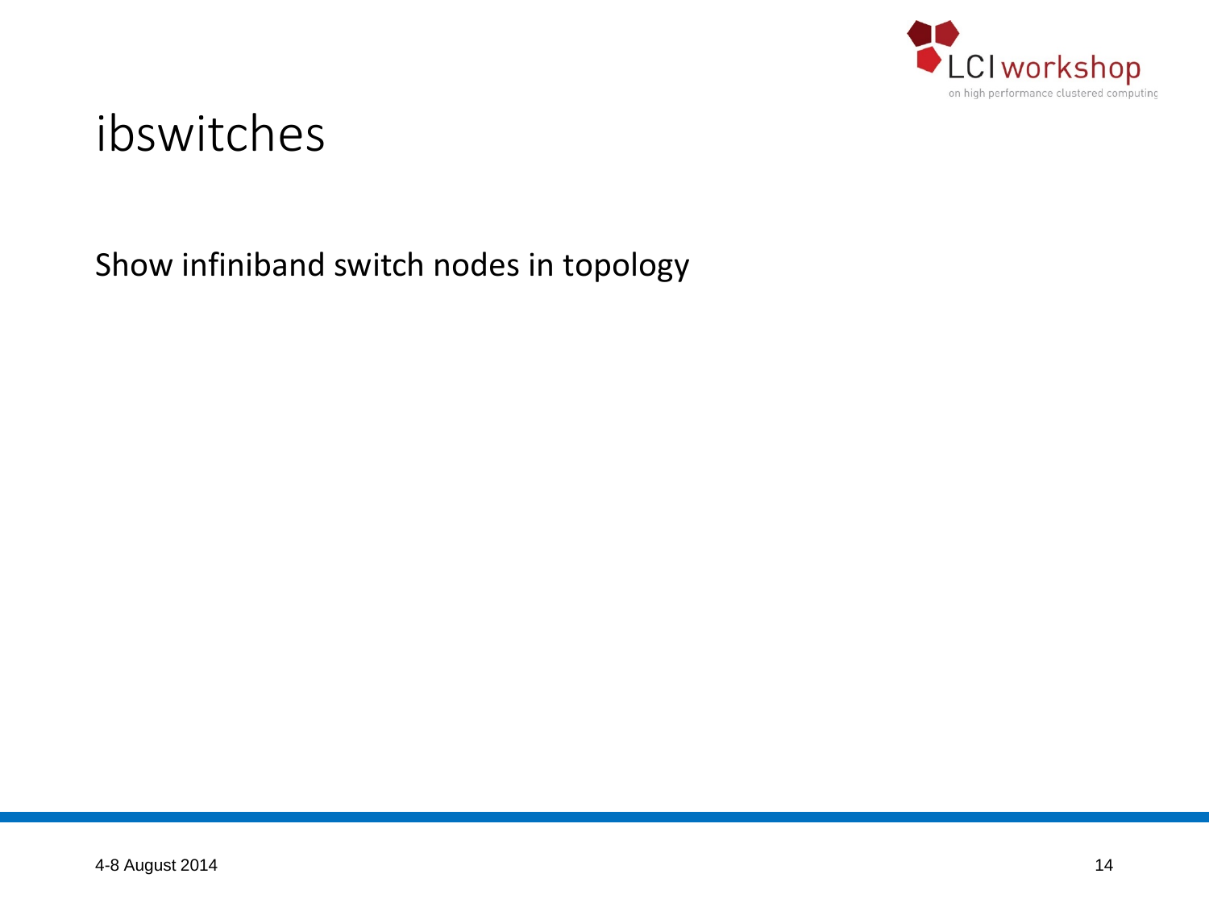# ibswitches

Show infiniband switch nodes in topology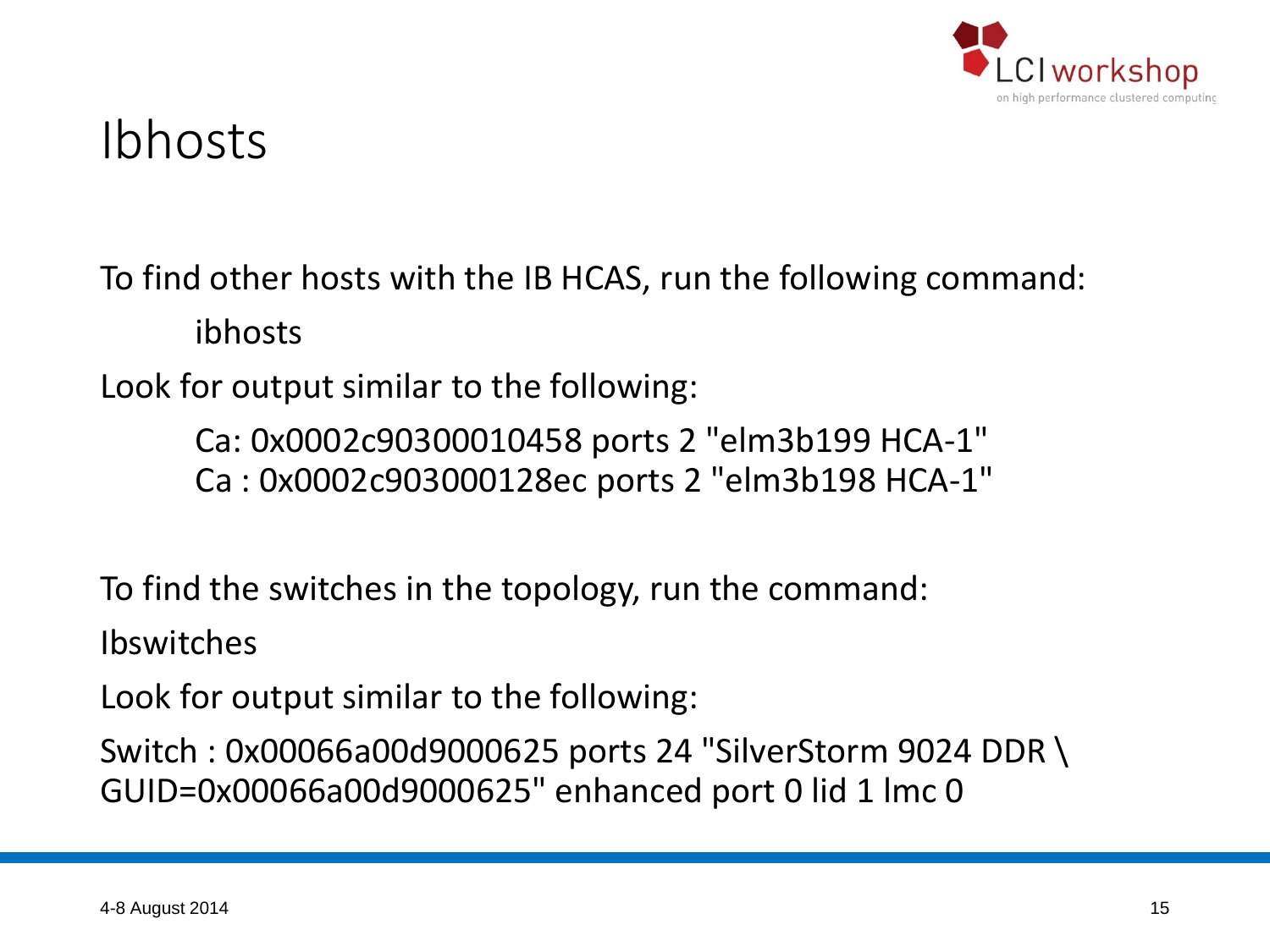# Ibhosts

To find other hosts with the IB HCAS, run the following command:

```
ibhosts
```

Look for output similar to the following:

```
Ca: 0x0002c90300010458 ports 2 "elm3b199 HCA-1"
Ca : 0x0002c903000128ec ports 2 "elm3b198 HCA-1"
```

To find the switches in the topology, run the command:

```
Ibswitches
```

Look for output similar to the following:

```
Switch : 0x00066a00d9000625 ports 24 "SilverStorm 9024 DDR \
GUID=0x00066a00d9000625" enhanced port 0 lid 1 lmc 0
```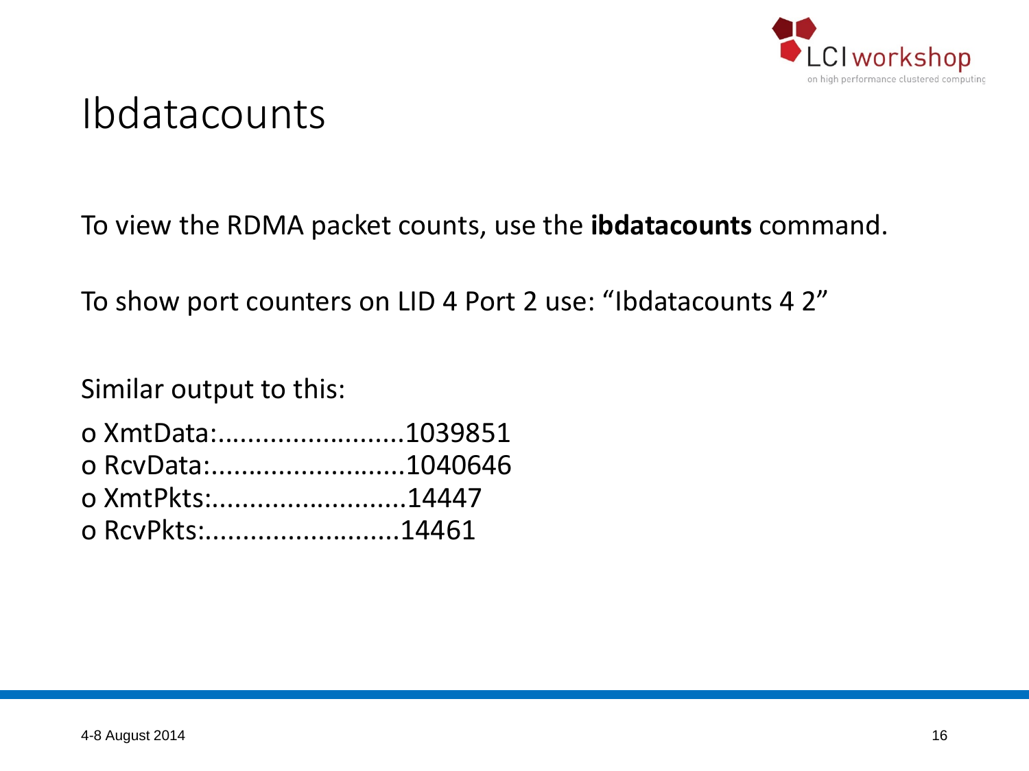# Ibdatacounts

To view the RDMA packet counts, use the **ibdatacounts** command.

To show port counters on LID 4 Port 2 use: “Ibdatacounts 4 2”

Similar output to this:

o XmtData:.........................1039851
o RcvData:..........................1040646
o XmtPkts:..........................14447
o RcvPkts:..........................14461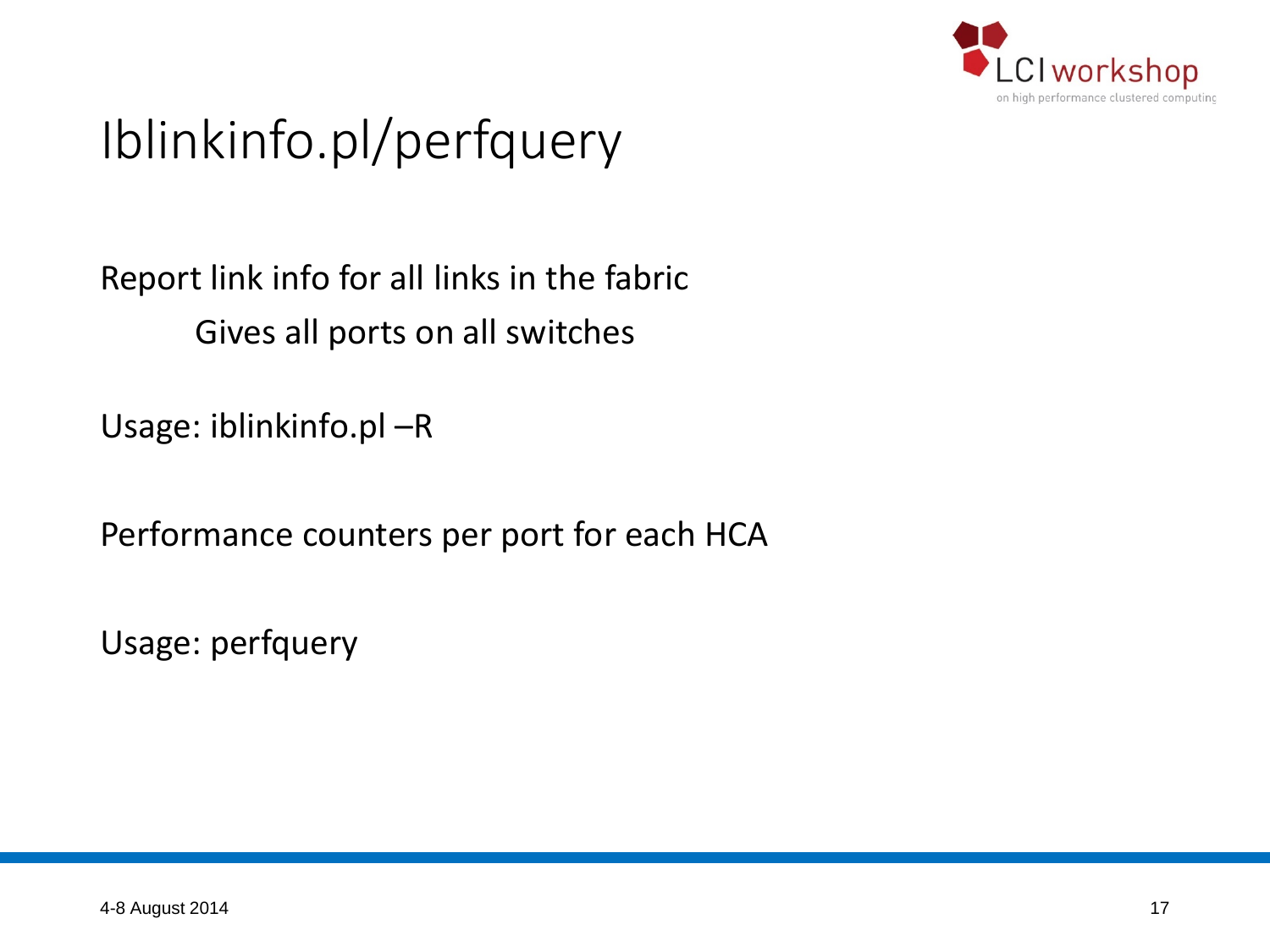# Iblinkinfo.pl/perfquery

Report link info for all links in the fabric

Gives all ports on all switches

Usage: iblinkinfo.pl –R

Performance counters per port for each HCA

Usage: perfquery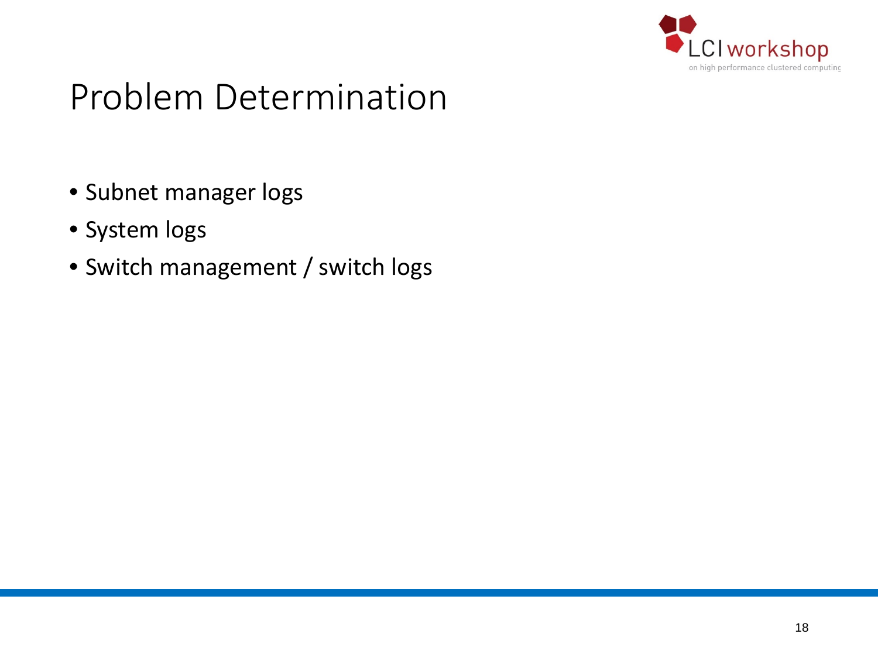# Problem Determination

- Subnet manager logs
- System logs
- Switch management / switch logs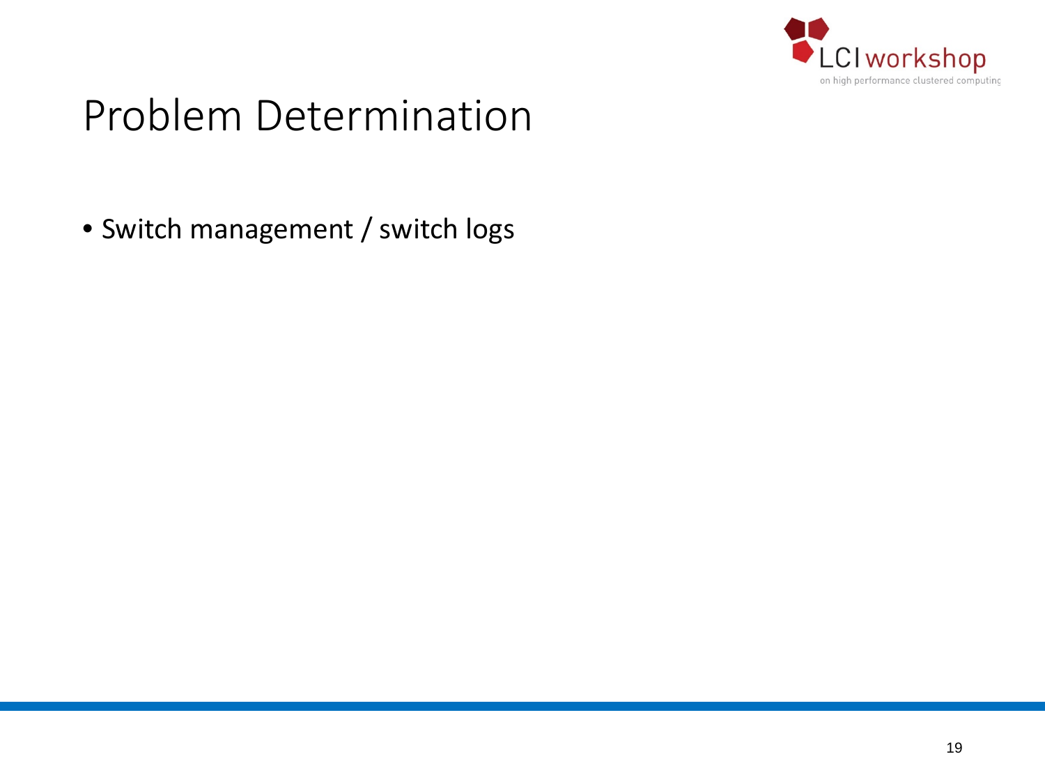# Problem Determination

- Switch management / switch logs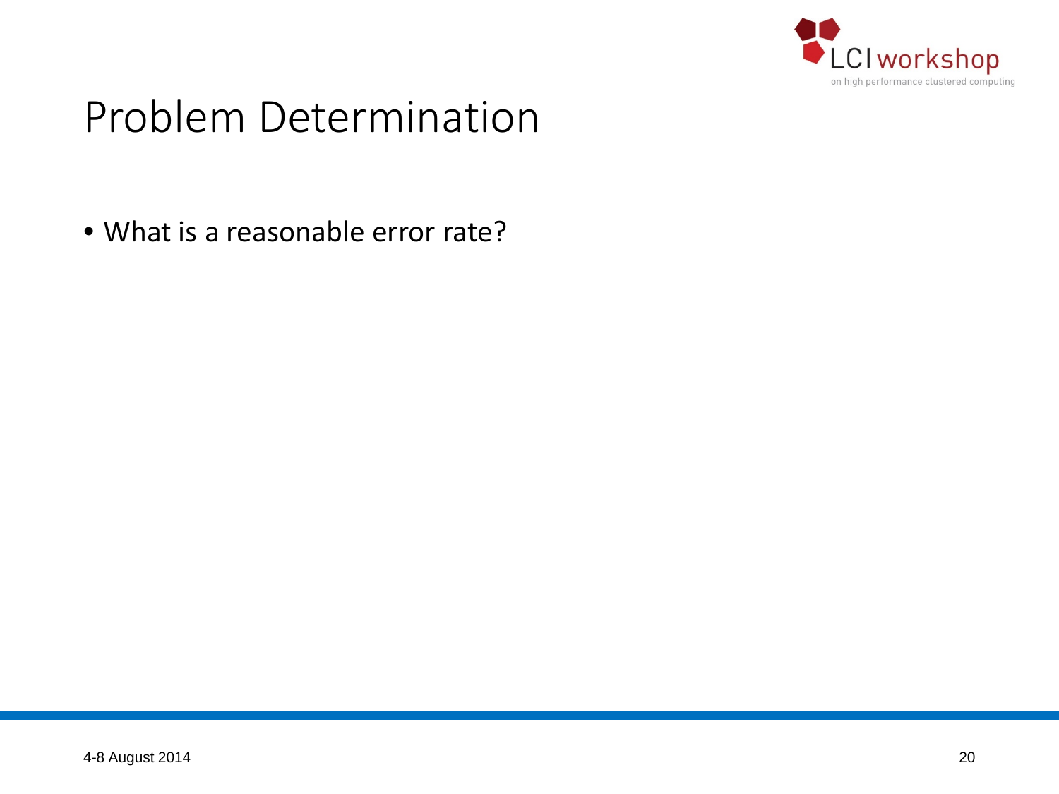# Problem Determination

- What is a reasonable error rate?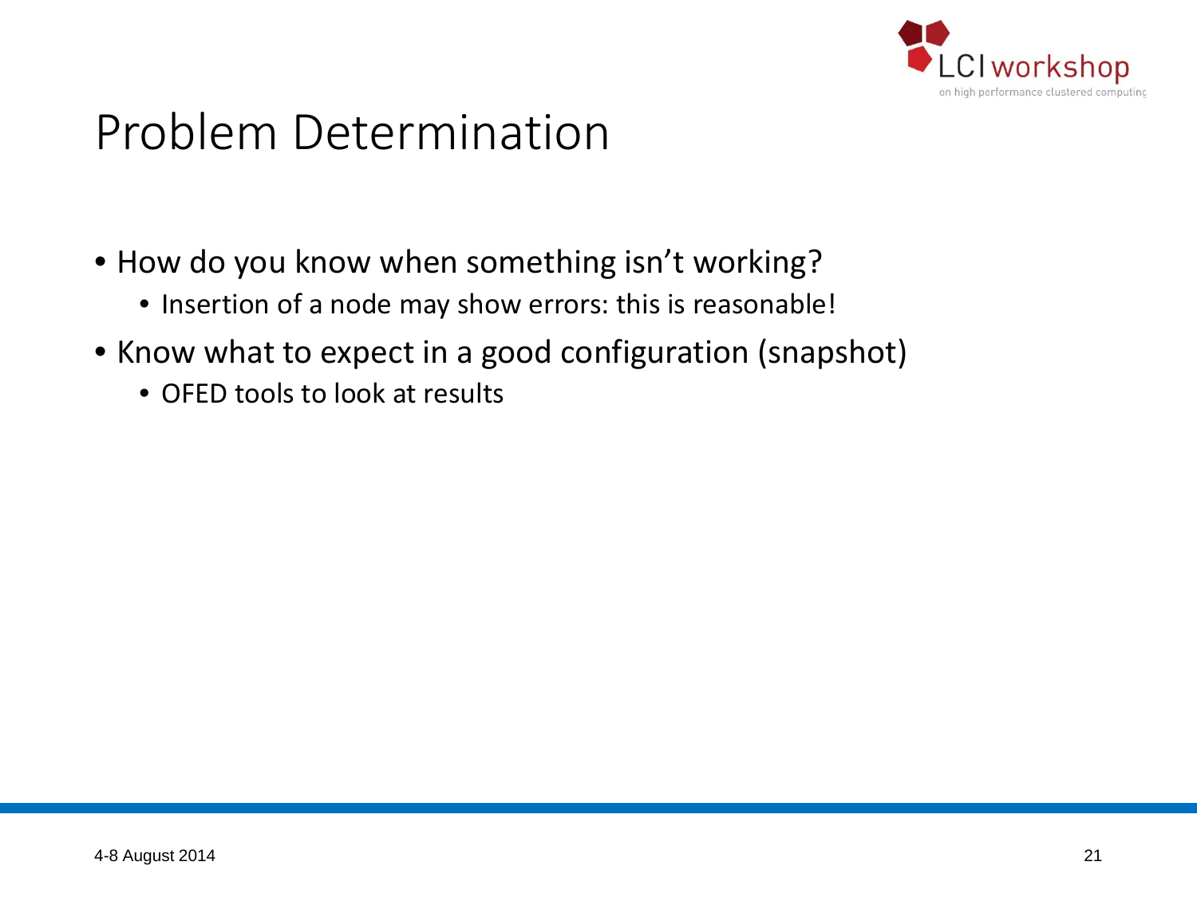# Problem Determination

- How do you know when something isn't working?
  - Insertion of a node may show errors: this is reasonable!
- Know what to expect in a good configuration (snapshot)
  - OFED tools to look at results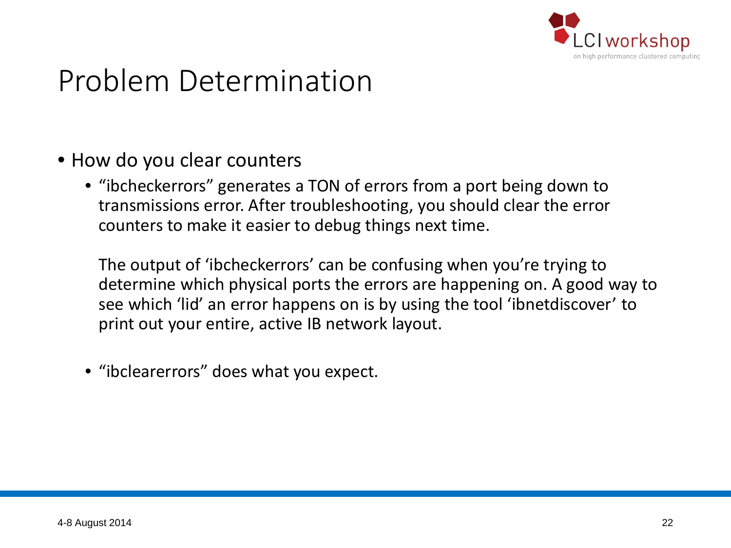# Problem Determination

- How do you clear counters
  - “ibcheckerrors” generates a TON of errors from a port being down to transmissions error. After troubleshooting, you should clear the error counters to make it easier to debug things next time.

    The output of ‘ibcheckerrors’ can be confusing when you’re trying to determine which physical ports the errors are happening on. A good way to see which ‘lid’ an error happens on is by using the tool ‘ibnetdiscover’ to print out your entire, active IB network layout.

  - “ibclearerrors” does what you expect.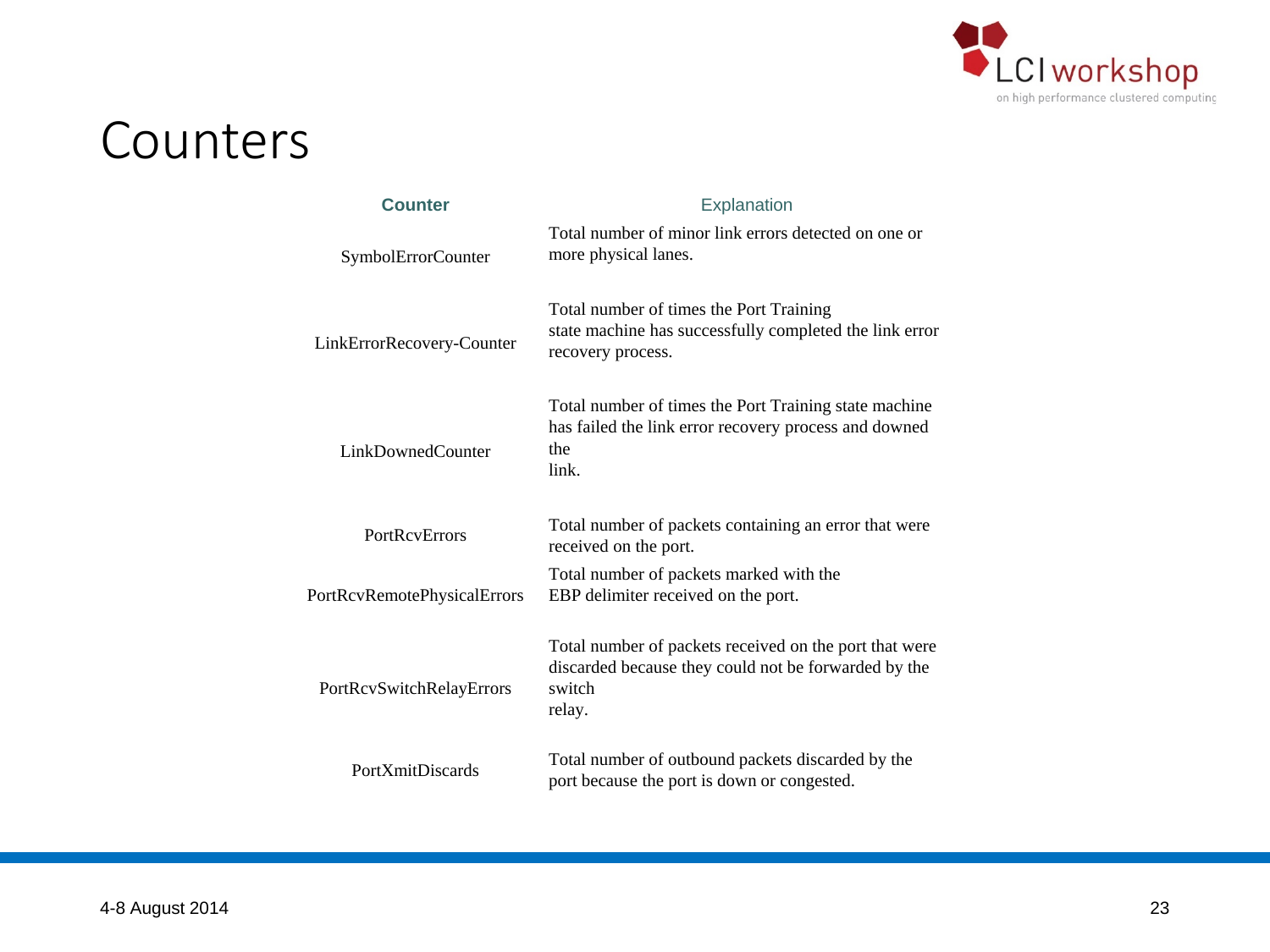# Counters

| Counter | Explanation |
| --- | --- |
| SymbolErrorCounter | Total number of minor link errors detected on one or more physical lanes. |
| LinkErrorRecovery-Counter | Total number of times the Port Training state machine has successfully completed the link error recovery process. |
| LinkDownedCounter | Total number of times the Port Training state machine has failed the link error recovery process and downed the link. |
| PortRcvErrors | Total number of packets containing an error that were received on the port. |
| PortRcvRemotePhysicalErrors | Total number of packets marked with the EBP delimiter received on the port. |
| PortRcvSwitchRelayErrors | Total number of packets received on the port that were discarded because they could not be forwarded by the switch relay. |
| PortXmitDiscards | Total number of outbound packets discarded by the port because the port is down or congested. |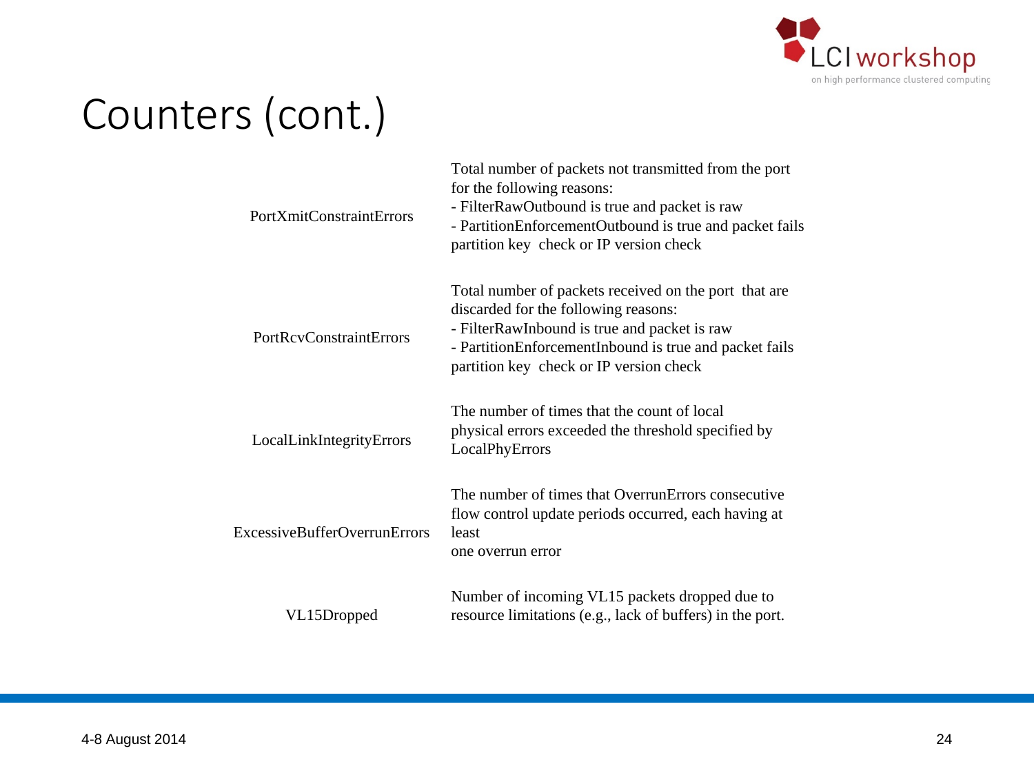# Counters (cont.)

| Counter | Description |
| --- | --- |
| PortXmitConstraintErrors | Total number of packets not transmitted from the port for the following reasons:<br>- FilterRawOutbound is true and packet is raw<br>- PartitionEnforcementOutbound is true and packet fails partition key check or IP version check |
| PortRcvConstraintErrors | Total number of packets received on the port that are discarded for the following reasons:<br>- FilterRawInbound is true and packet is raw<br>- PartitionEnforcementInbound is true and packet fails partition key check or IP version check |
| LocalLinkIntegrityErrors | The number of times that the count of local physical errors exceeded the threshold specified by LocalPhyErrors |
| ExcessiveBufferOverrunErrors | The number of times that OverrunErrors consecutive flow control update periods occurred, each having at least one overrun error |
| VL15Dropped | Number of incoming VL15 packets dropped due to resource limitations (e.g., lack of buffers) in the port. |

4-8 August 2014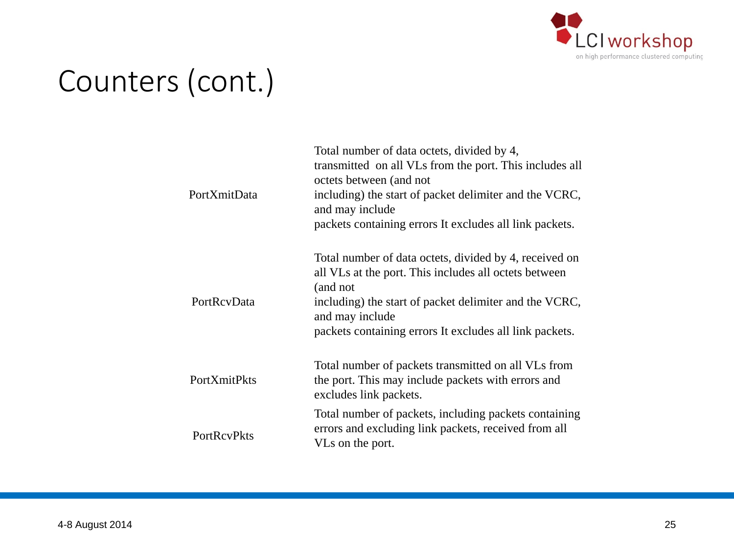# Counters (cont.)

| Counter | Description |
| --- | --- |
| PortXmitData | Total number of data octets, divided by 4, transmitted on all VLs from the port. This includes all octets between (and not including) the start of packet delimiter and the VCRC, and may include packets containing errors It excludes all link packets. |
| PortRcvData | Total number of data octets, divided by 4, received on all VLs at the port. This includes all octets between (and not including) the start of packet delimiter and the VCRC, and may include packets containing errors It excludes all link packets. |
| PortXmitPkts | Total number of packets transmitted on all VLs from the port. This may include packets with errors and excludes link packets. |
| PortRcvPkts | Total number of packets, including packets containing errors and excluding link packets, received from all VLs on the port. |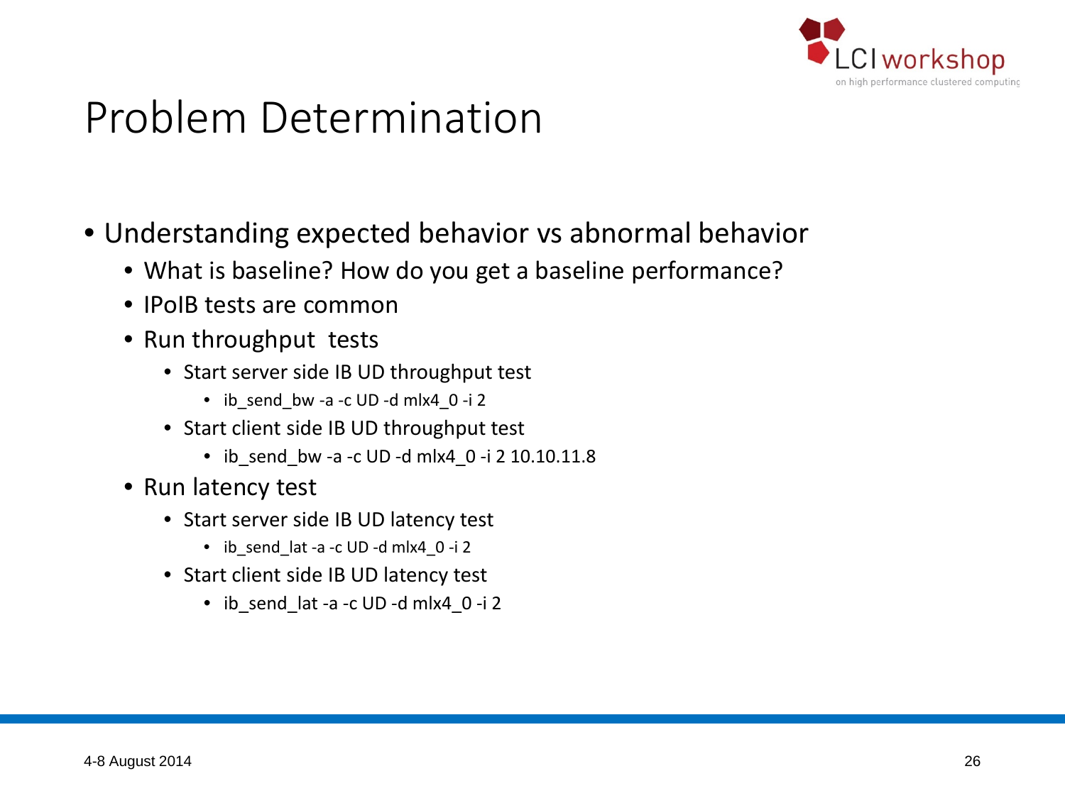# Problem Determination

- Understanding expected behavior vs abnormal behavior
  - What is baseline? How do you get a baseline performance?
  - IPoIB tests are common
  - Run throughput tests
    - Start server side IB UD throughput test
      - ib_send_bw -a -c UD -d mlx4_0 -i 2
    - Start client side IB UD throughput test
      - ib_send_bw -a -c UD -d mlx4_0 -i 2 10.10.11.8
  - Run latency test
    - Start server side IB UD latency test
      - ib_send_lat -a -c UD -d mlx4_0 -i 2
    - Start client side IB UD latency test
      - ib_send_lat -a -c UD -d mlx4_0 -i 2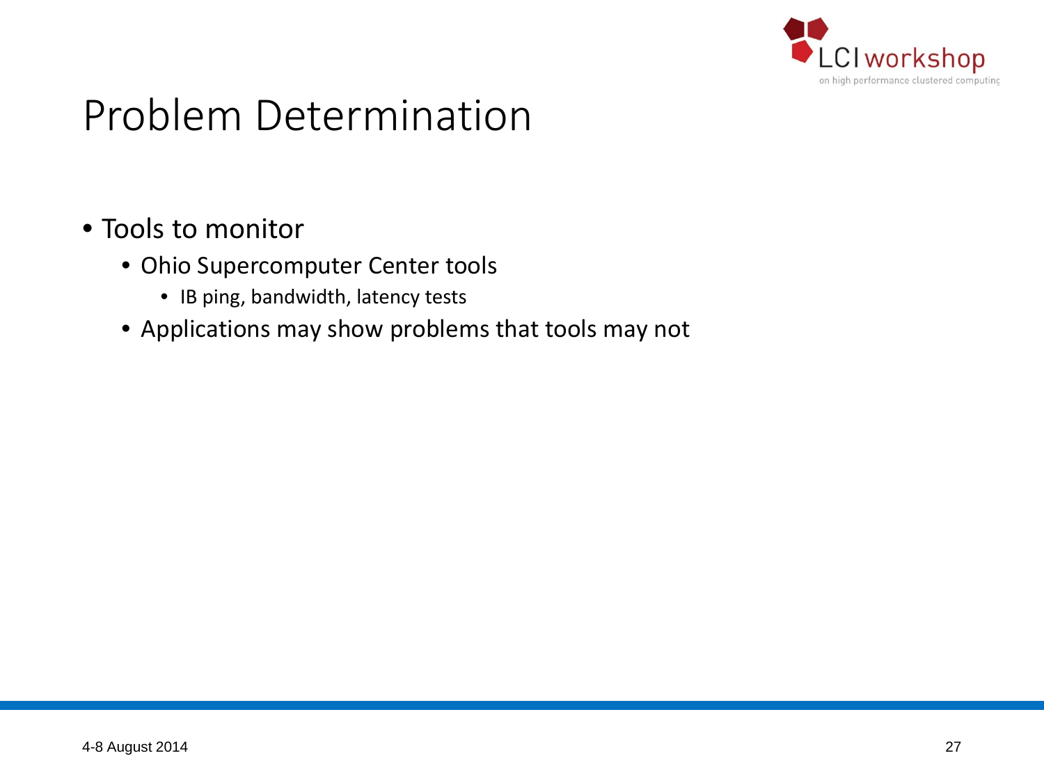# Problem Determination

- Tools to monitor
  - Ohio Supercomputer Center tools
    - IB ping, bandwidth, latency tests
  - Applications may show problems that tools may not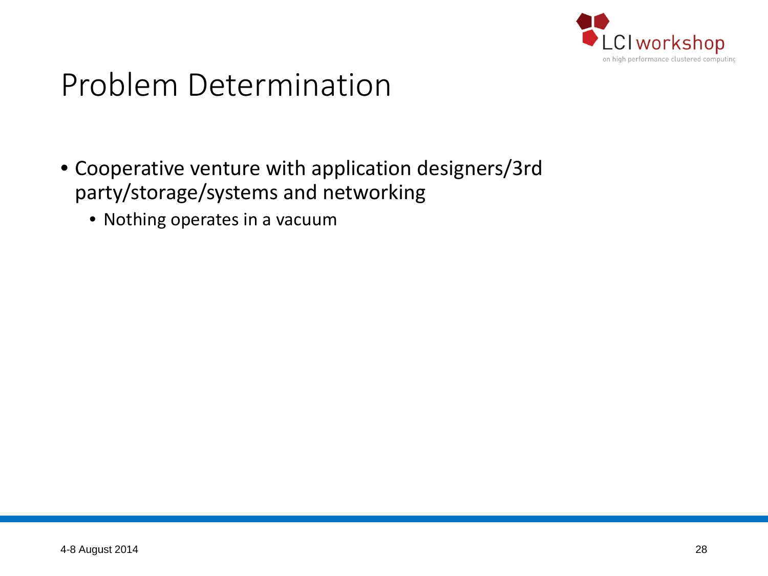# Problem Determination

- Cooperative venture with application designers/3rd party/storage/systems and networking
  - Nothing operates in a vacuum